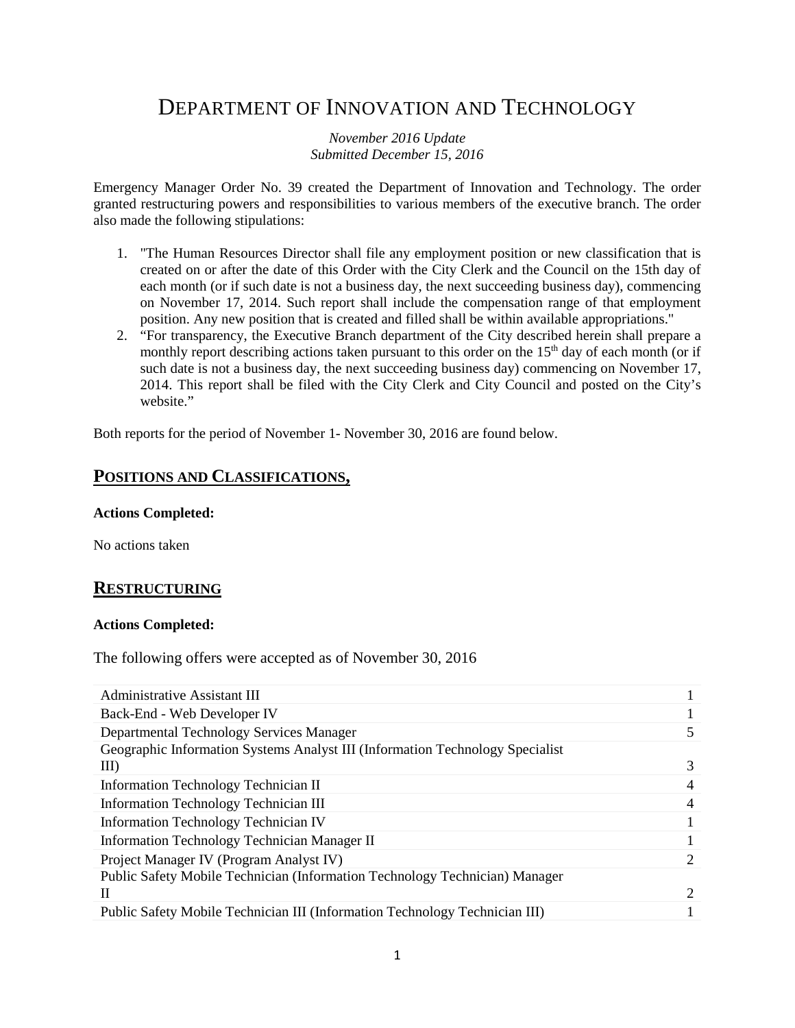# Department of Innovation and Technology

*November 2016 Update*
*Submitted December 15, 2016*

Emergency Manager Order No. 39 created the Department of Innovation and Technology. The order granted restructuring powers and responsibilities to various members of the executive branch. The order also made the following stipulations:

1. "The Human Resources Director shall file any employment position or new classification that is created on or after the date of this Order with the City Clerk and the Council on the 15th day of each month (or if such date is not a business day, the next succeeding business day), commencing on November 17, 2014. Such report shall include the compensation range of that employment position. Any new position that is created and filled shall be within available appropriations."
2. "For transparency, the Executive Branch department of the City described herein shall prepare a monthly report describing actions taken pursuant to this order on the 15th day of each month (or if such date is not a business day, the next succeeding business day) commencing on November 17, 2014. This report shall be filed with the City Clerk and City Council and posted on the City's website."

Both reports for the period of November 1- November 30, 2016 are found below.

## Positions and Classifications,

**Actions Completed:**

No actions taken

## Restructuring

**Actions Completed:**

The following offers were accepted as of November 30, 2016

| Position | Count |
| --- | --- |
| Administrative Assistant III | 1 |
| Back-End - Web Developer IV | 1 |
| Departmental Technology Services Manager | 5 |
| Geographic Information Systems Analyst III (Information Technology Specialist III) | 3 |
| Information Technology Technician II | 4 |
| Information Technology Technician III | 4 |
| Information Technology Technician IV | 1 |
| Information Technology Technician Manager II | 1 |
| Project Manager IV (Program Analyst IV) | 2 |
| Public Safety Mobile Technician (Information Technology Technician) Manager II | 2 |
| Public Safety Mobile Technician III (Information Technology Technician III) | 1 |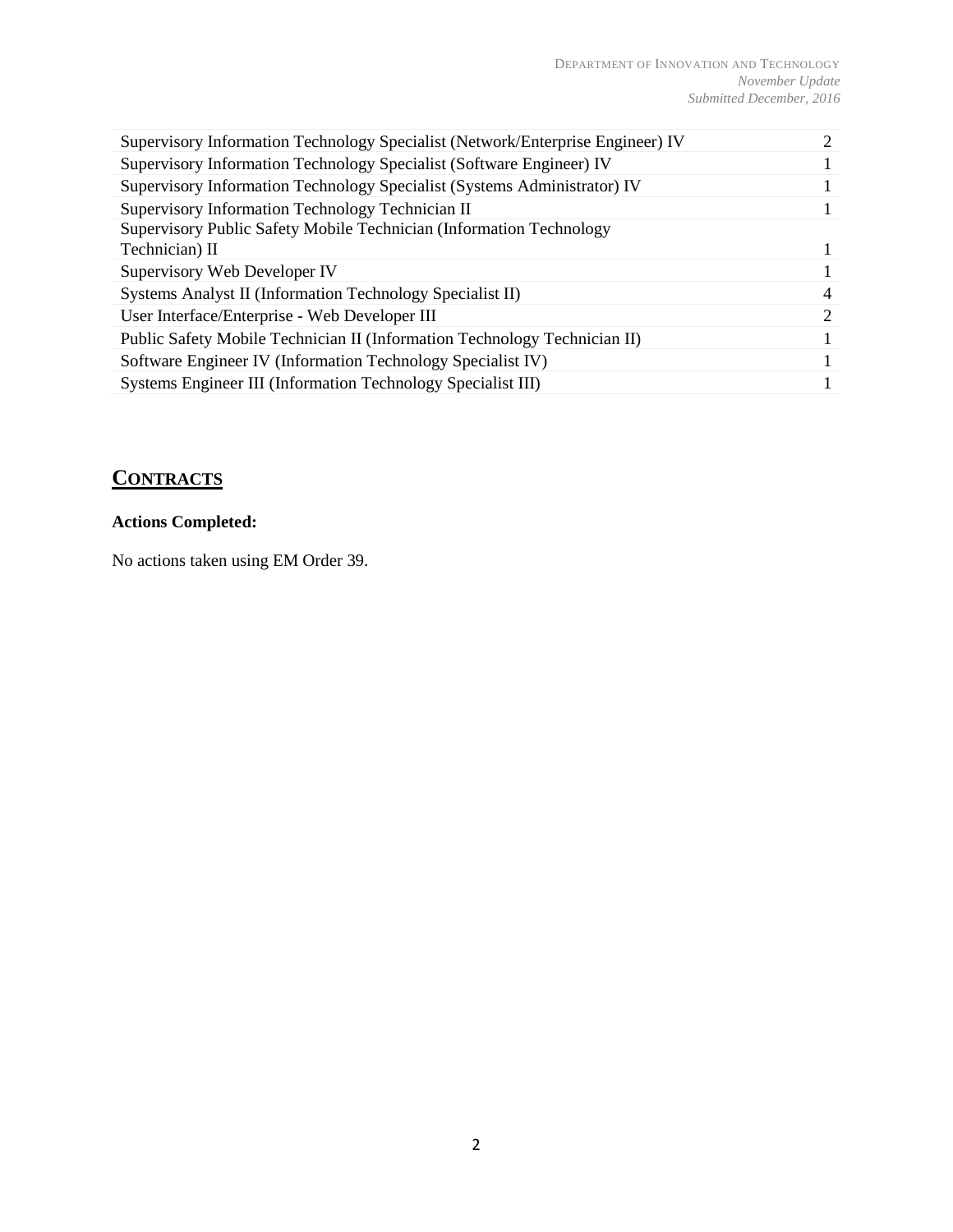| | |
|---|---|
| Supervisory Information Technology Specialist (Network/Enterprise Engineer) IV | 2 |
| Supervisory Information Technology Specialist (Software Engineer) IV | 1 |
| Supervisory Information Technology Specialist (Systems Administrator) IV | 1 |
| Supervisory Information Technology Technician II | 1 |
| Supervisory Public Safety Mobile Technician (Information Technology Technician) II | 1 |
| Supervisory Web Developer IV | 1 |
| Systems Analyst II (Information Technology Specialist II) | 4 |
| User Interface/Enterprise - Web Developer III | 2 |
| Public Safety Mobile Technician II (Information Technology Technician II) | 1 |
| Software Engineer IV (Information Technology Specialist IV) | 1 |
| Systems Engineer III (Information Technology Specialist III) | 1 |

## CONTRACTS

**Actions Completed:**

No actions taken using EM Order 39.